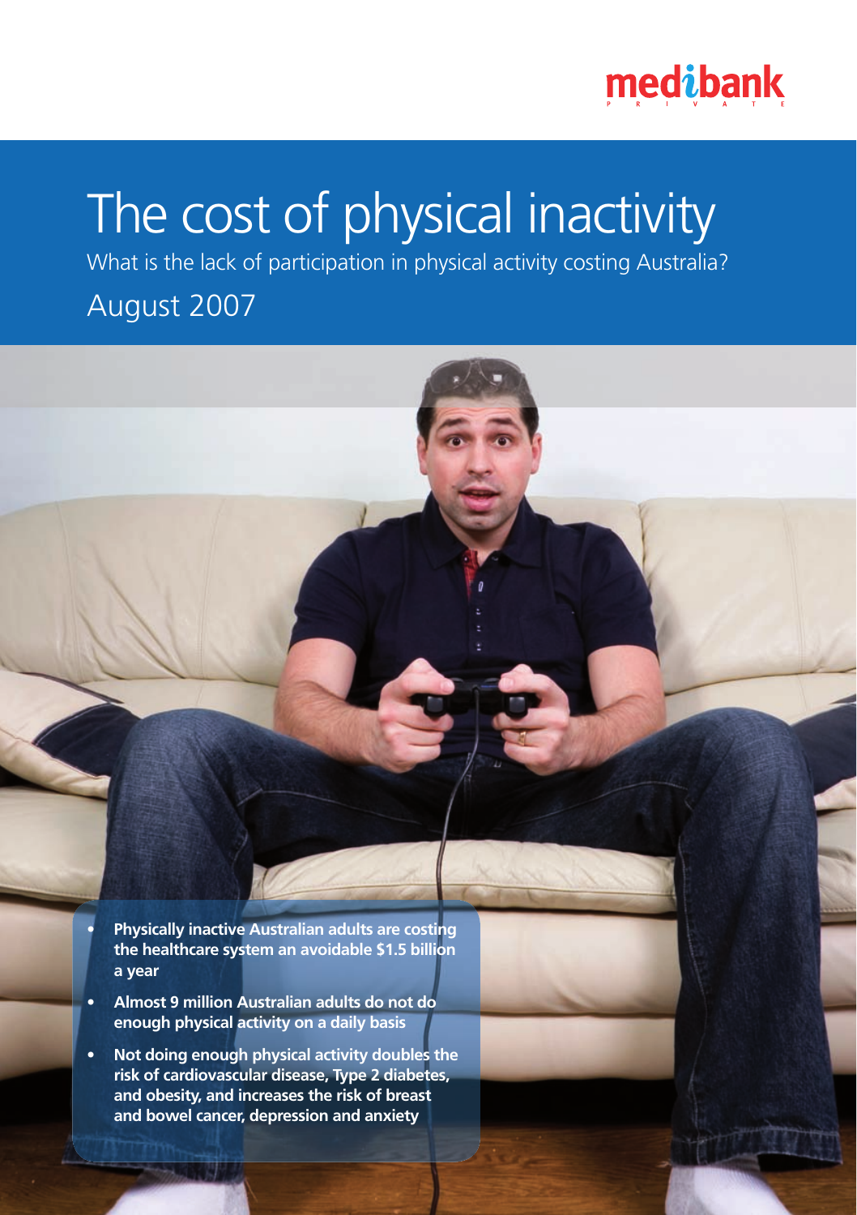medibank PRIVATE

# The cost of physical inactivity

What is the lack of participation in physical activity costing Australia?

August 2007

- **Physically inactive Australian adults are costing the healthcare system an avoidable $1.5 billion a year**
- **Almost 9 million Australian adults do not do enough physical activity on a daily basis**
- **Not doing enough physical activity doubles the risk of cardiovascular disease, Type 2 diabetes, and obesity, and increases the risk of breast and bowel cancer, depression and anxiety**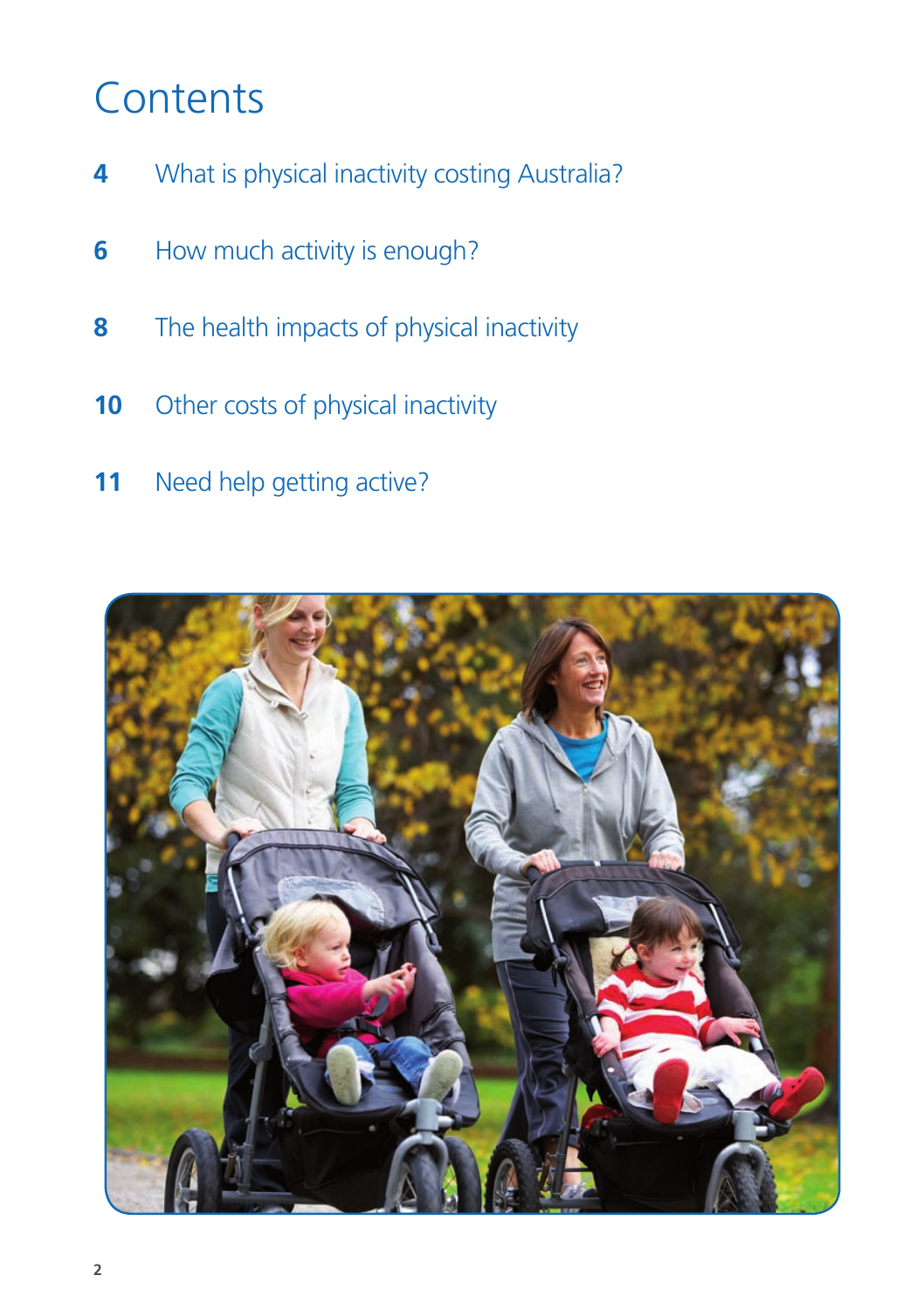# Contents

**4** What is physical inactivity costing Australia?

**6** How much activity is enough?

**8** The health impacts of physical inactivity

**10** Other costs of physical inactivity

**11** Need help getting active?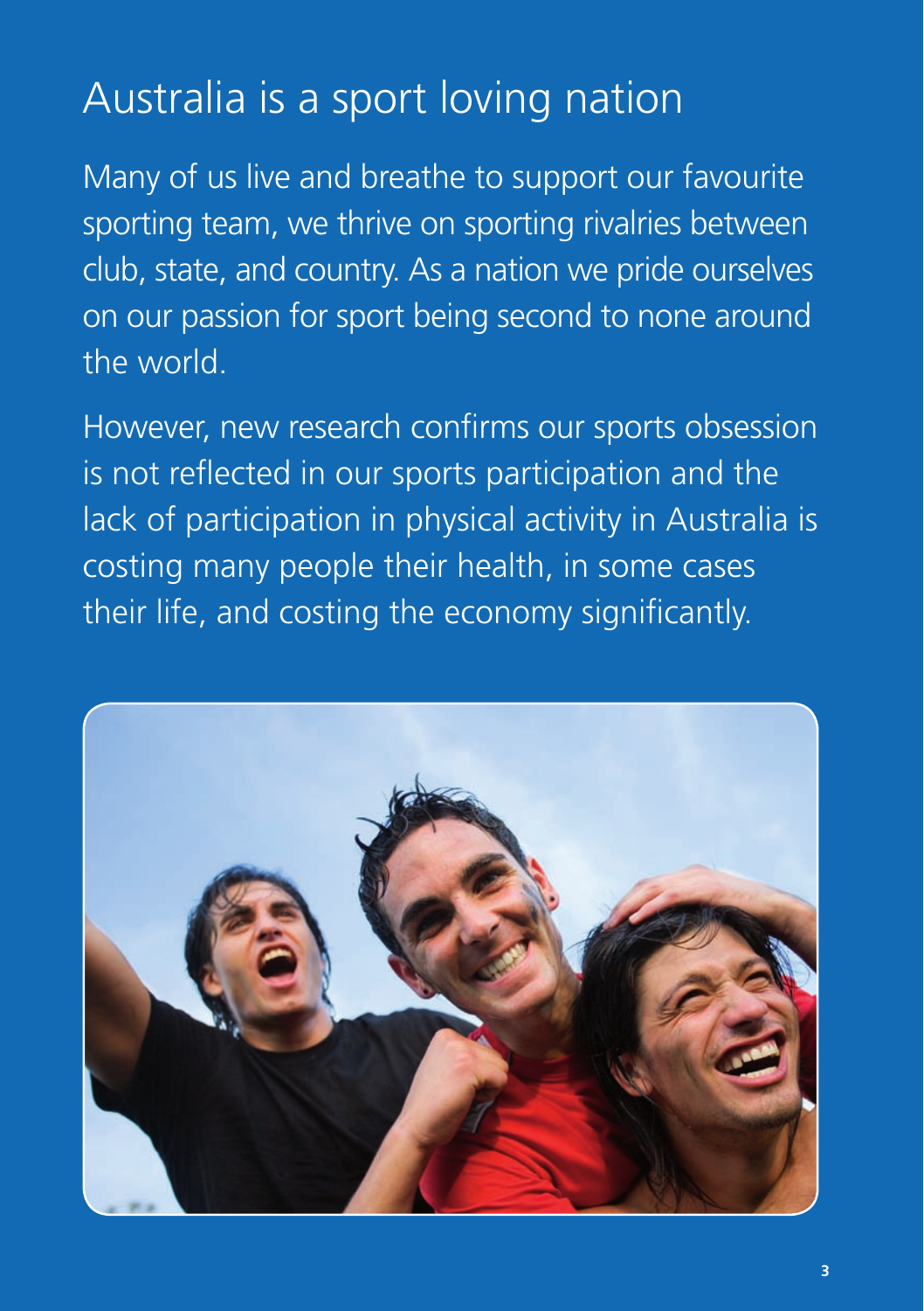# Australia is a sport loving nation

Many of us live and breathe to support our favourite sporting team, we thrive on sporting rivalries between club, state, and country. As a nation we pride ourselves on our passion for sport being second to none around the world.

However, new research confirms our sports obsession is not reflected in our sports participation and the lack of participation in physical activity in Australia is costing many people their health, in some cases their life, and costing the economy significantly.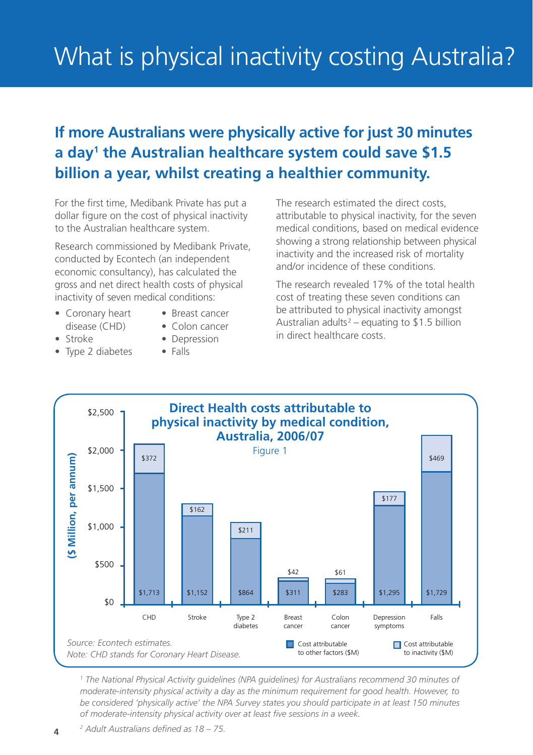# What is physical inactivity costing Australia?

## If more Australians were physically active for just 30 minutes a day[1] the Australian healthcare system could save $1.5 billion a year, whilst creating a healthier community.

For the first time, Medibank Private has put a dollar figure on the cost of physical inactivity to the Australian healthcare system.

Research commissioned by Medibank Private, conducted by Econtech (an independent economic consultancy), has calculated the gross and net direct health costs of physical inactivity of seven medical conditions:

- Coronary heart disease (CHD)
- Stroke
- Type 2 diabetes
- Breast cancer
- Colon cancer
- Depression
- Falls

The research estimated the direct costs, attributable to physical inactivity, for the seven medical conditions, based on medical evidence showing a strong relationship between physical inactivity and the increased risk of mortality and/or incidence of these conditions.

The research revealed 17% of the total health cost of treating these seven conditions can be attributed to physical inactivity amongst Australian adults[2] – equating to $1.5 billion in direct healthcare costs.

**Direct Health costs attributable to physical inactivity by medical condition, Australia, 2006/07**

Figure 1

| Medical condition | Cost attributable to other factors ($M) | Cost attributable to inactivity ($M) |
|---|---|---|
| CHD | $1,713 | $372 |
| Stroke | $1,152 | $162 |
| Type 2 diabetes | $864 | $211 |
| Breast cancer | $311 | $42 |
| Colon cancer | $283 | $61 |
| Depression symptoms | $1,295 | $177 |
| Falls | $1,729 | $469 |

($ Million, per annum)

*Source: Econtech estimates.*
*Note: CHD stands for Coronary Heart Disease.*

---

[1] *The National Physical Activity guidelines (NPA guidelines) for Australians recommend 30 minutes of moderate-intensity physical activity a day as the minimum requirement for good health. However, to be considered 'physically active' the NPA Survey states you should participate in at least 150 minutes of moderate-intensity physical activity over at least five sessions in a week.*

[2] *Adult Australians defined as 18 – 75.*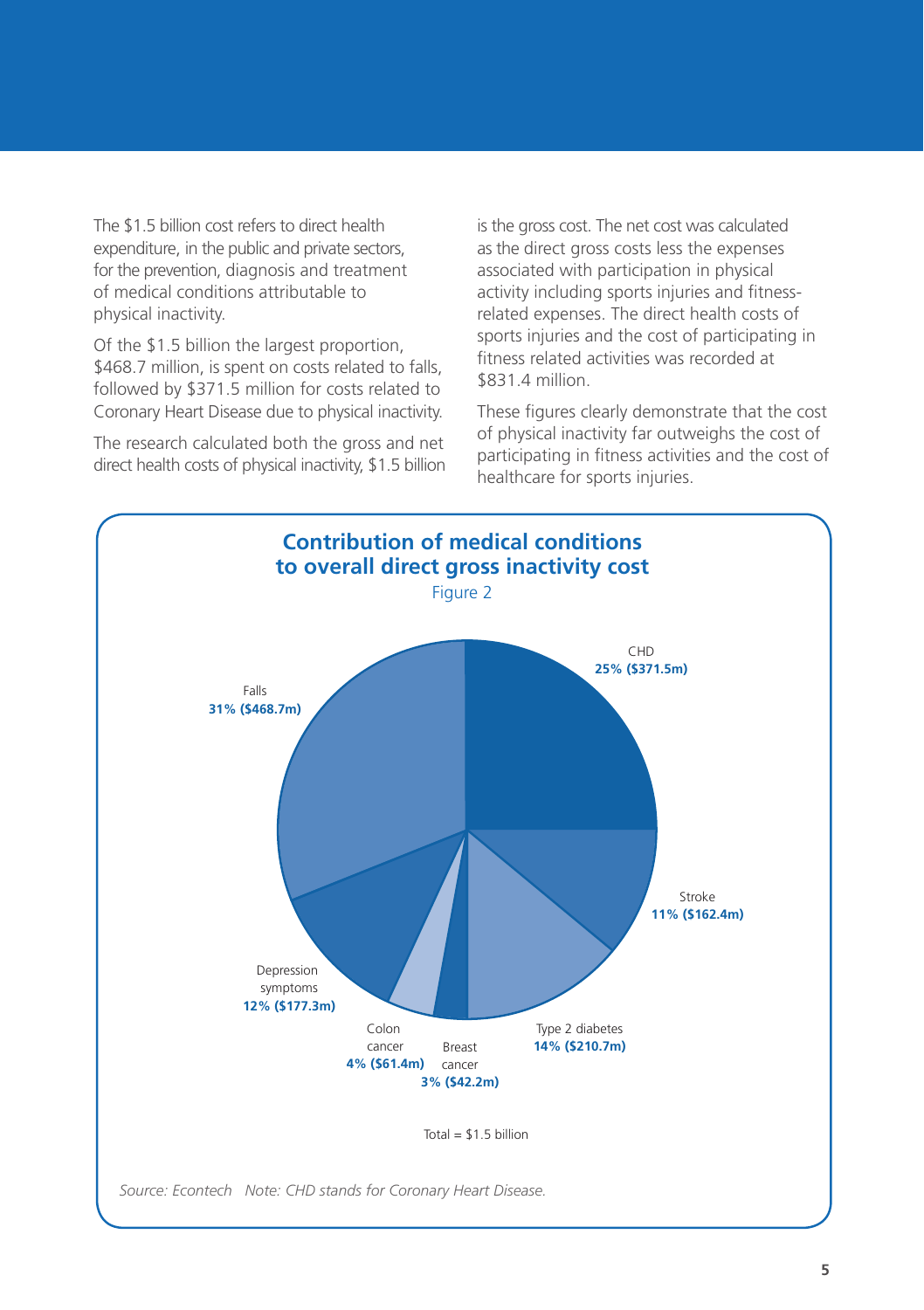The $1.5 billion cost refers to direct health expenditure, in the public and private sectors, for the prevention, diagnosis and treatment of medical conditions attributable to physical inactivity.

Of the $1.5 billion the largest proportion, $468.7 million, is spent on costs related to falls, followed by $371.5 million for costs related to Coronary Heart Disease due to physical inactivity.

The research calculated both the gross and net direct health costs of physical inactivity, $1.5 billion is the gross cost. The net cost was calculated as the direct gross costs less the expenses associated with participation in physical activity including sports injuries and fitness-related expenses. The direct health costs of sports injuries and the cost of participating in fitness related activities was recorded at $831.4 million.

These figures clearly demonstrate that the cost of physical inactivity far outweighs the cost of participating in fitness activities and the cost of healthcare for sports injuries.

## Contribution of medical conditions to overall direct gross inactivity cost

Figure 2

| Condition | Share | Cost |
| --- | --- | --- |
| Falls | 31% | $468.7m |
| CHD | 25% | $371.5m |
| Type 2 diabetes | 14% | $210.7m |
| Depression symptoms | 12% | $177.3m |
| Stroke | 11% | $162.4m |
| Colon cancer | 4% | $61.4m |
| Breast cancer | 3% | $42.2m |

Total = $1.5 billion

*Source: Econtech Note: CHD stands for Coronary Heart Disease.*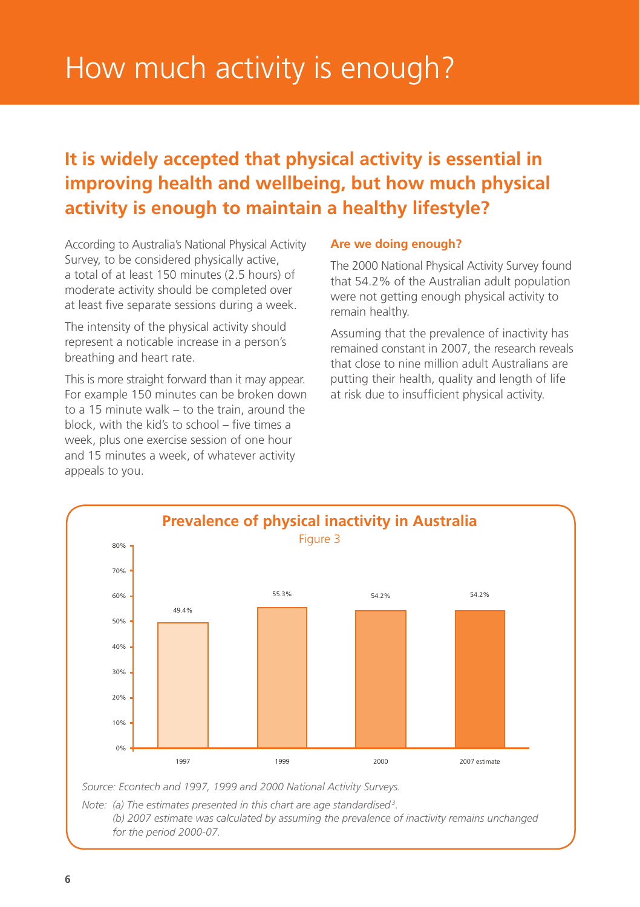# How much activity is enough?

## It is widely accepted that physical activity is essential in improving health and wellbeing, but how much physical activity is enough to maintain a healthy lifestyle?

According to Australia's National Physical Activity Survey, to be considered physically active, a total of at least 150 minutes (2.5 hours) of moderate activity should be completed over at least five separate sessions during a week.

The intensity of the physical activity should represent a noticable increase in a person's breathing and heart rate.

This is more straight forward than it may appear. For example 150 minutes can be broken down to a 15 minute walk – to the train, around the block, with the kid's to school – five times a week, plus one exercise session of one hour and 15 minutes a week, of whatever activity appeals to you.

### Are we doing enough?

The 2000 National Physical Activity Survey found that 54.2% of the Australian adult population were not getting enough physical activity to remain healthy.

Assuming that the prevalence of inactivity has remained constant in 2007, the research reveals that close to nine million adult Australians are putting their health, quality and length of life at risk due to insufficient physical activity.

### Prevalence of physical inactivity in Australia

Figure 3

| Year | Prevalence of physical inactivity |
|---|---|
| 1997 | 49.4% |
| 1999 | 55.3% |
| 2000 | 54.2% |
| 2007 estimate | 54.2% |

*Source: Econtech and 1997, 1999 and 2000 National Activity Surveys.*

*Note: (a) The estimates presented in this chart are age standardised[3].*
*(b) 2007 estimate was calculated by assuming the prevalence of inactivity remains unchanged for the period 2000-07.*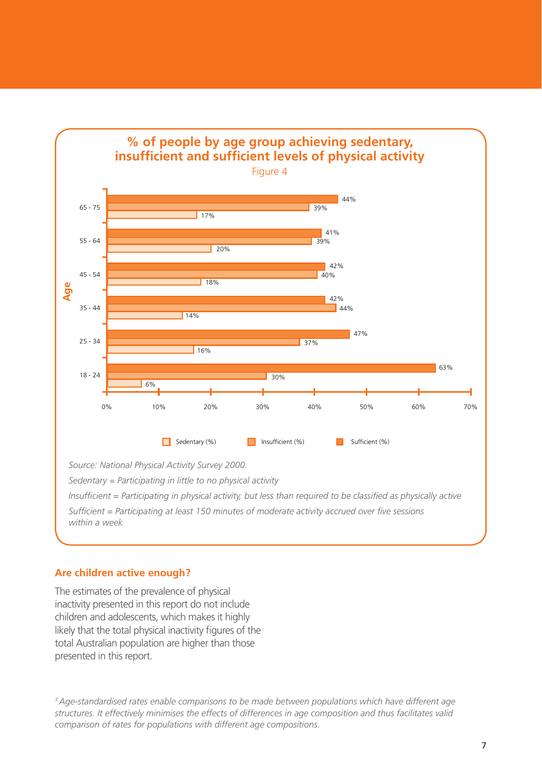## % of people by age group achieving sedentary, insufficient and sufficient levels of physical activity

Figure 4

| Age | Sedentary (%) | Insufficient (%) | Sufficient (%) |
|---|---|---|---|
| 65 - 75 | 17% | 39% | 44% |
| 55 - 64 | 20% | 39% | 41% |
| 45 - 54 | 18% | 40% | 42% |
| 35 - 44 | 14% | 44% | 42% |
| 25 - 34 | 16% | 37% | 47% |
| 18 - 24 | 6% | 30% | 63% |

*Source: National Physical Activity Survey 2000.*

*Sedentary = Participating in little to no physical activity*

*Insufficient = Participating in physical activity, but less than required to be classified as physically active*

*Sufficient = Participating at least 150 minutes of moderate activity accrued over five sessions within a week*

### Are children active enough?

The estimates of the prevalence of physical inactivity presented in this report do not include children and adolescents, which makes it highly likely that the total physical inactivity figures of the total Australian population are higher than those presented in this report.

*[3] Age-standardised rates enable comparisons to be made between populations which have different age structures. It effectively minimises the effects of differences in age composition and thus facilitates valid comparison of rates for populations with different age compositions.*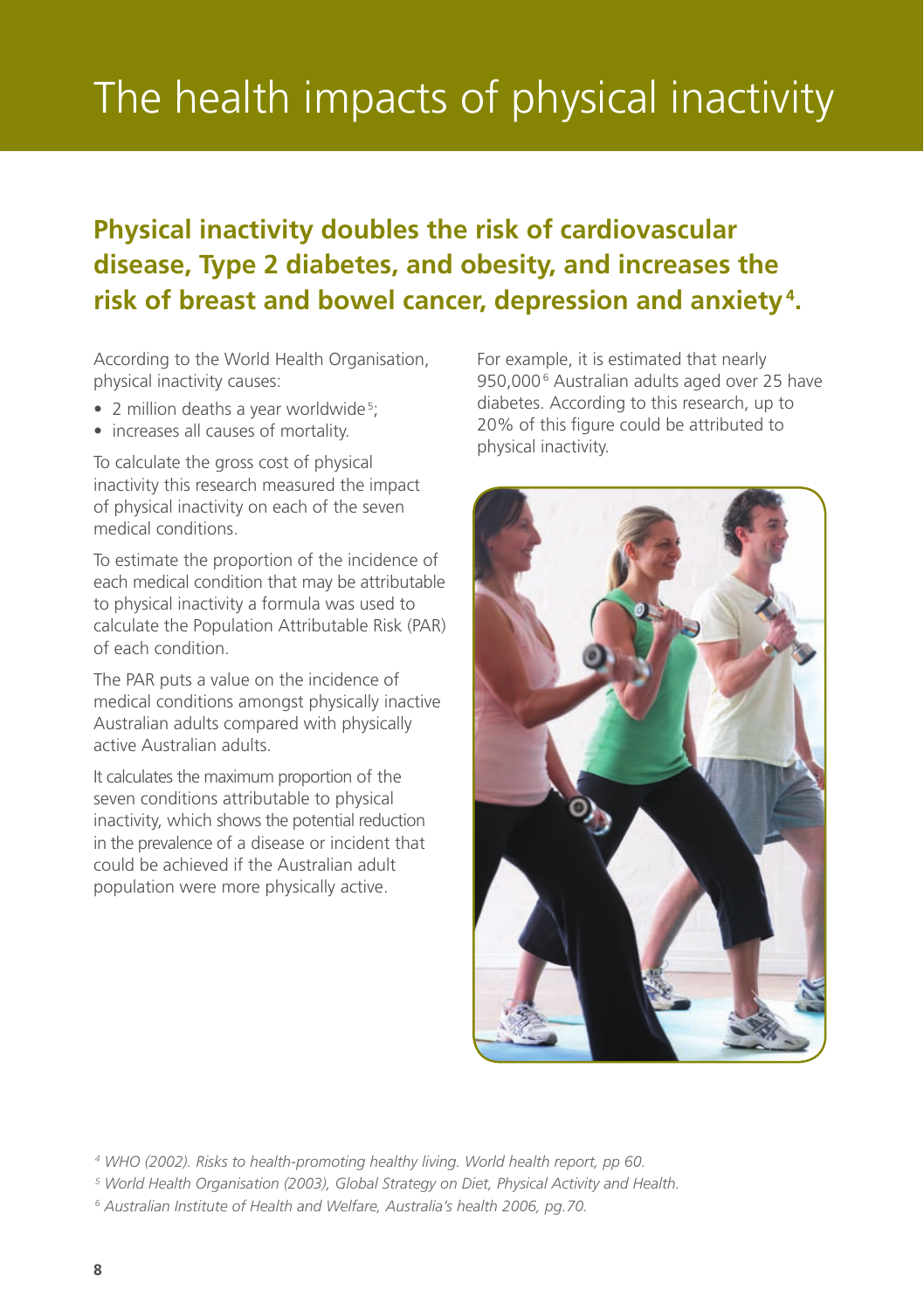# The health impacts of physical inactivity

## Physical inactivity doubles the risk of cardiovascular disease, Type 2 diabetes, and obesity, and increases the risk of breast and bowel cancer, depression and anxiety[4].

According to the World Health Organisation, physical inactivity causes:

- 2 million deaths a year worldwide[5];
- increases all causes of mortality.

To calculate the gross cost of physical inactivity this research measured the impact of physical inactivity on each of the seven medical conditions.

To estimate the proportion of the incidence of each medical condition that may be attributable to physical inactivity a formula was used to calculate the Population Attributable Risk (PAR) of each condition.

The PAR puts a value on the incidence of medical conditions amongst physically inactive Australian adults compared with physically active Australian adults.

It calculates the maximum proportion of the seven conditions attributable to physical inactivity, which shows the potential reduction in the prevalence of a disease or incident that could be achieved if the Australian adult population were more physically active.

For example, it is estimated that nearly 950,000[6] Australian adults aged over 25 have diabetes. According to this research, up to 20% of this figure could be attributed to physical inactivity.

[4] *WHO (2002). Risks to health-promoting healthy living. World health report, pp 60.*

[5] *World Health Organisation (2003), Global Strategy on Diet, Physical Activity and Health.*

[6] *Australian Institute of Health and Welfare, Australia's health 2006, pg.70.*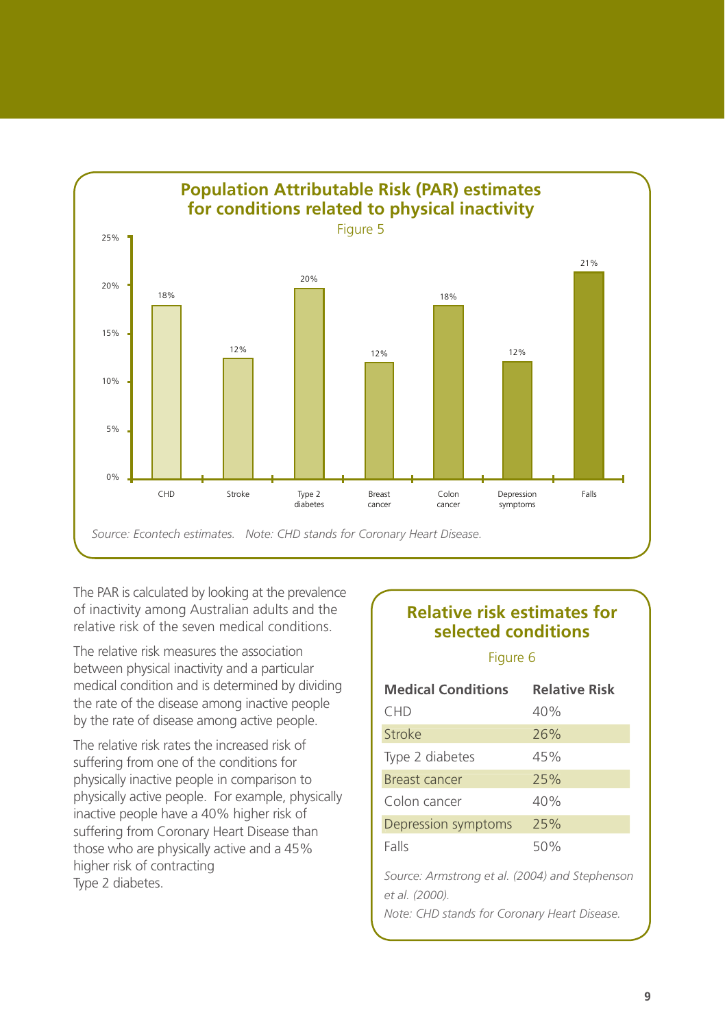## Population Attributable Risk (PAR) estimates for conditions related to physical inactivity

Figure 5

| Condition | PAR |
|---|---|
| CHD | 18% |
| Stroke | 12% |
| Type 2 diabetes | 20% |
| Breast cancer | 12% |
| Colon cancer | 18% |
| Depression symptoms | 12% |
| Falls | 21% |

*Source: Econtech estimates.* *Note: CHD stands for Coronary Heart Disease.*

The PAR is calculated by looking at the prevalence of inactivity among Australian adults and the relative risk of the seven medical conditions.

The relative risk measures the association between physical inactivity and a particular medical condition and is determined by dividing the rate of the disease among inactive people by the rate of disease among active people.

The relative risk rates the increased risk of suffering from one of the conditions for physically inactive people in comparison to physically active people. For example, physically inactive people have a 40% higher risk of suffering from Coronary Heart Disease than those who are physically active and a 45% higher risk of contracting Type 2 diabetes.

## Relative risk estimates for selected conditions

Figure 6

| Medical Conditions | Relative Risk |
|---|---|
| CHD | 40% |
| Stroke | 26% |
| Type 2 diabetes | 45% |
| Breast cancer | 25% |
| Colon cancer | 40% |
| Depression symptoms | 25% |
| Falls | 50% |

*Source: Armstrong et al. (2004) and Stephenson et al. (2000).*

*Note: CHD stands for Coronary Heart Disease.*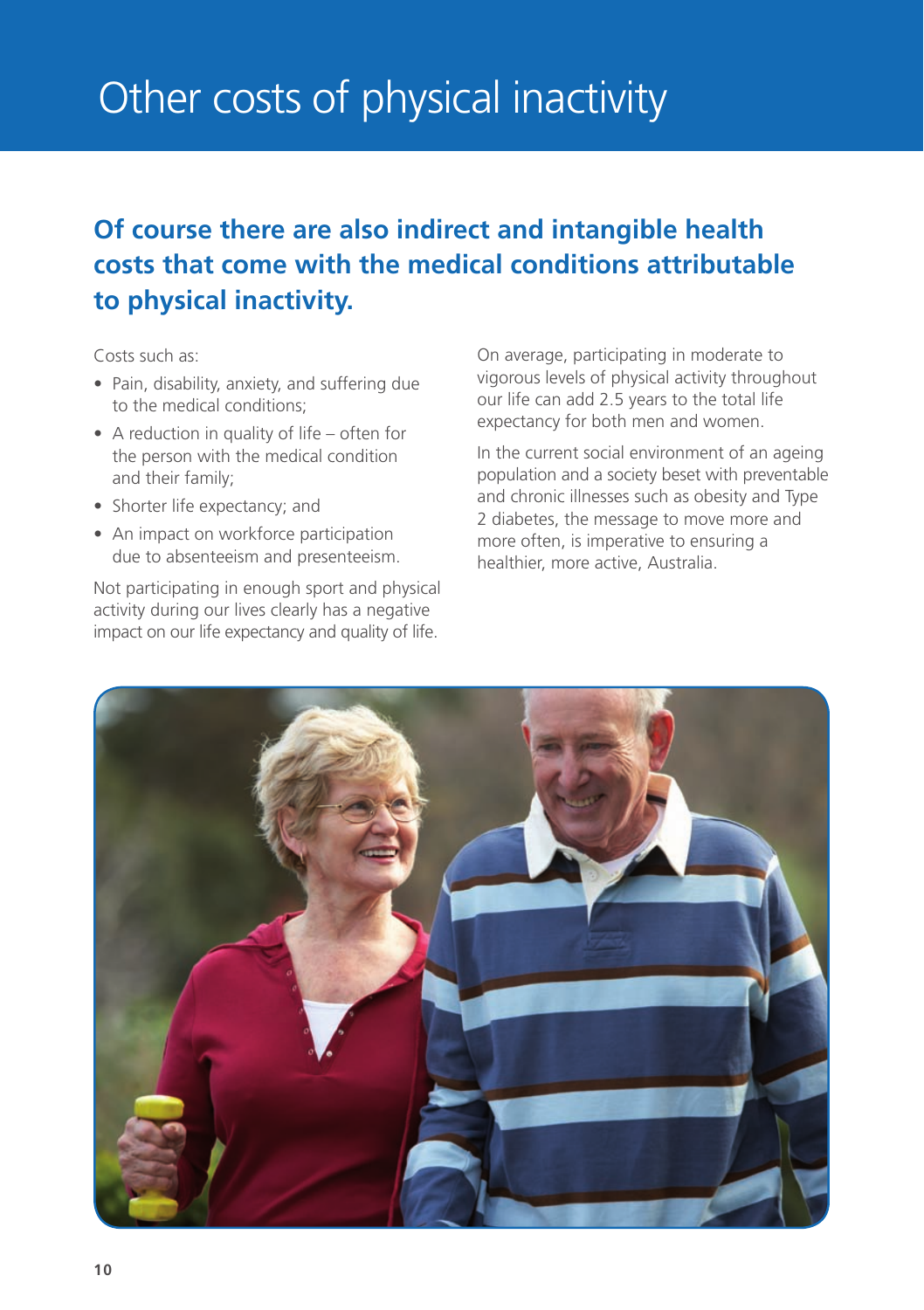# Other costs of physical inactivity

## Of course there are also indirect and intangible health costs that come with the medical conditions attributable to physical inactivity.

Costs such as:

- Pain, disability, anxiety, and suffering due to the medical conditions;
- A reduction in quality of life – often for the person with the medical condition and their family;
- Shorter life expectancy; and
- An impact on workforce participation due to absenteeism and presenteeism.

Not participating in enough sport and physical activity during our lives clearly has a negative impact on our life expectancy and quality of life.

On average, participating in moderate to vigorous levels of physical activity throughout our life can add 2.5 years to the total life expectancy for both men and women.

In the current social environment of an ageing population and a society beset with preventable and chronic illnesses such as obesity and Type 2 diabetes, the message to move more and more often, is imperative to ensuring a healthier, more active, Australia.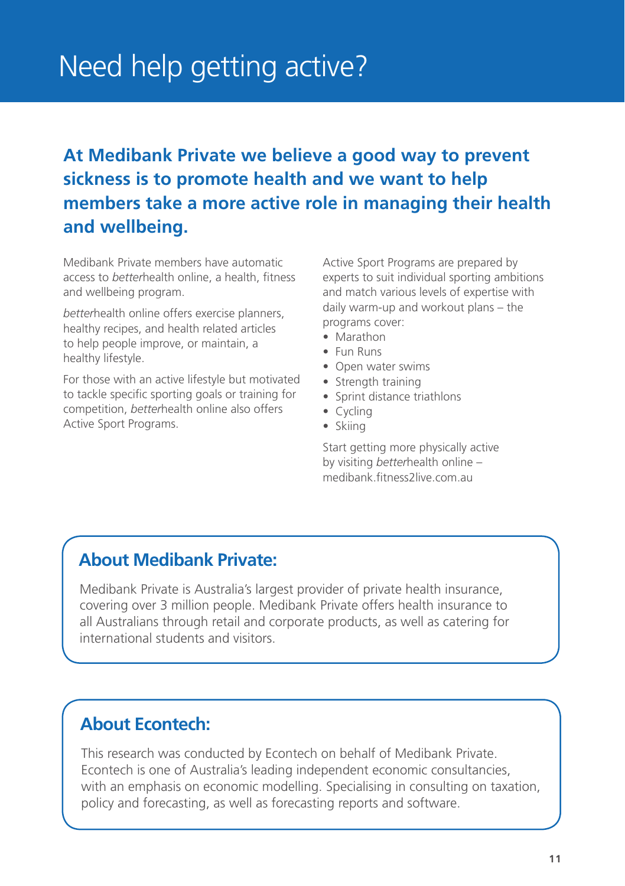# Need help getting active?

**At Medibank Private we believe a good way to prevent sickness is to promote health and we want to help members take a more active role in managing their health and wellbeing.**

Medibank Private members have automatic access to *better*health online, a health, fitness and wellbeing program.

*better*health online offers exercise planners, healthy recipes, and health related articles to help people improve, or maintain, a healthy lifestyle.

For those with an active lifestyle but motivated to tackle specific sporting goals or training for competition, *better*health online also offers Active Sport Programs.

Active Sport Programs are prepared by experts to suit individual sporting ambitions and match various levels of expertise with daily warm-up and workout plans – the programs cover:

- Marathon
- Fun Runs
- Open water swims
- Strength training
- Sprint distance triathlons
- Cycling
- Skiing

Start getting more physically active by visiting *better*health online – medibank.fitness2live.com.au

## About Medibank Private:

Medibank Private is Australia's largest provider of private health insurance, covering over 3 million people. Medibank Private offers health insurance to all Australians through retail and corporate products, as well as catering for international students and visitors.

## About Econtech:

This research was conducted by Econtech on behalf of Medibank Private. Econtech is one of Australia's leading independent economic consultancies, with an emphasis on economic modelling. Specialising in consulting on taxation, policy and forecasting, as well as forecasting reports and software.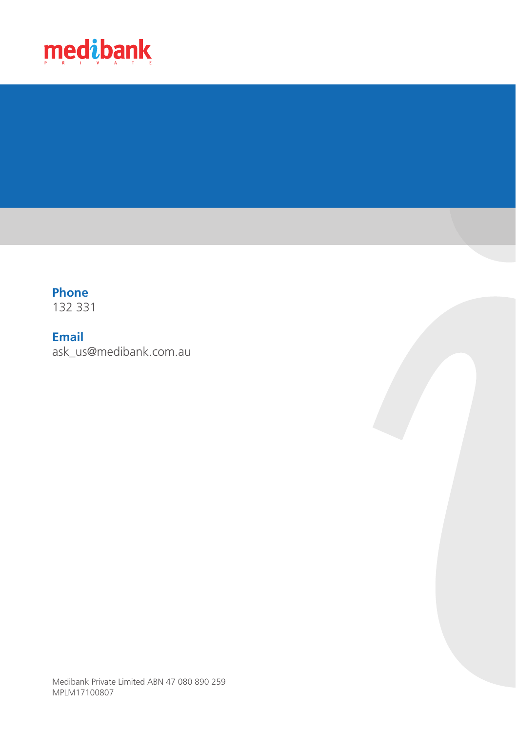medibank
P R I V A T E

**Phone**
132 331

**Email**
ask_us@medibank.com.au

Medibank Private Limited ABN 47 080 890 259
MPLM17100807